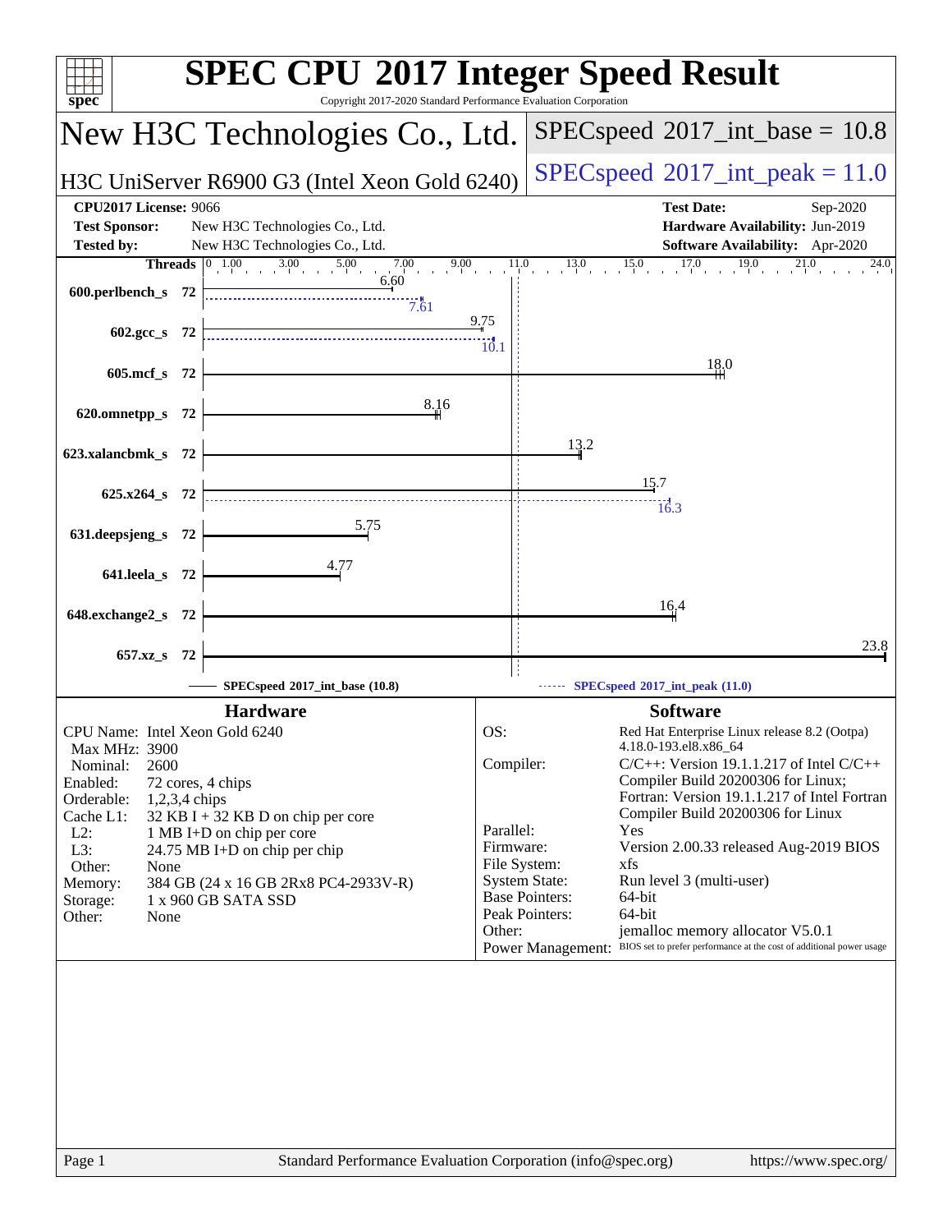# SPEC CPU 2017 Integer Speed Result

Copyright 2017-2020 Standard Performance Evaluation Corporation

## New H3C Technologies Co., Ltd.

H3C UniServer R6900 G3 (Intel Xeon Gold 6240)

SPECspeed 2017_int_base = 10.8

SPECspeed 2017_int_peak = 11.0

**CPU2017 License:** 9066
**Test Sponsor:** New H3C Technologies Co., Ltd.
**Tested by:** New H3C Technologies Co., Ltd.

**Test Date:** Sep-2020
**Hardware Availability:** Jun-2019
**Software Availability:** Apr-2020

| Benchmark | Threads | Base | Peak |
|---|---|---|---|
| 600.perlbench_s | 72 | 6.60 | 7.61 |
| 602.gcc_s | 72 | 9.75 | 10.1 |
| 605.mcf_s | 72 | 18.0 | |
| 620.omnetpp_s | 72 | 8.16 | |
| 623.xalancbmk_s | 72 | 13.2 | |
| 625.x264_s | 72 | 15.7 | 16.3 |
| 631.deepsjeng_s | 72 | 5.75 | |
| 641.leela_s | 72 | 4.77 | |
| 648.exchange2_s | 72 | 16.4 | |
| 657.xz_s | 72 | 23.8 | |

SPECspeed 2017_int_base (10.8) — SPECspeed 2017_int_peak (11.0)

### Hardware

| | |
|---|---|
| CPU Name: | Intel Xeon Gold 6240 |
| Max MHz: | 3900 |
| Nominal: | 2600 |
| Enabled: | 72 cores, 4 chips |
| Orderable: | 1,2,3,4 chips |
| Cache L1: | 32 KB I + 32 KB D on chip per core |
| L2: | 1 MB I+D on chip per core |
| L3: | 24.75 MB I+D on chip per chip |
| Other: | None |
| Memory: | 384 GB (24 x 16 GB 2Rx8 PC4-2933V-R) |
| Storage: | 1 x 960 GB SATA SSD |
| Other: | None |

### Software

| | |
|---|---|
| OS: | Red Hat Enterprise Linux release 8.2 (Ootpa) 4.18.0-193.el8.x86_64 |
| Compiler: | C/C++: Version 19.1.1.217 of Intel C/C++ Compiler Build 20200306 for Linux; Fortran: Version 19.1.1.217 of Intel Fortran Compiler Build 20200306 for Linux |
| Parallel: | Yes |
| Firmware: | Version 2.00.33 released Aug-2019 BIOS |
| File System: | xfs |
| System State: | Run level 3 (multi-user) |
| Base Pointers: | 64-bit |
| Peak Pointers: | 64-bit |
| Other: | jemalloc memory allocator V5.0.1 |
| Power Management: | BIOS set to prefer performance at the cost of additional power usage |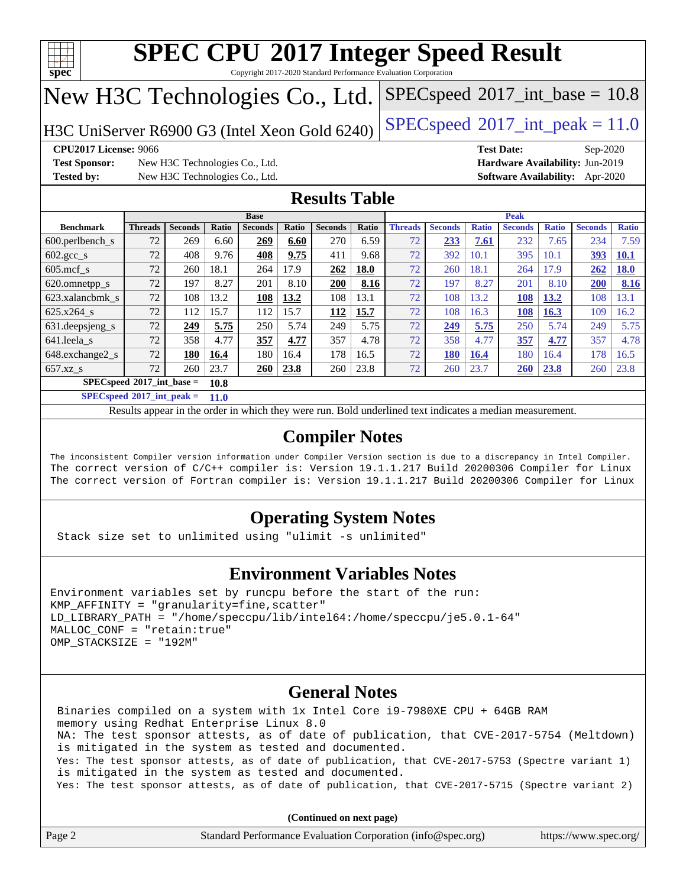# SPEC CPU 2017 Integer Speed Result

Copyright 2017-2020 Standard Performance Evaluation Corporation

# New H3C Technologies Co., Ltd.

H3C UniServer R6900 G3 (Intel Xeon Gold 6240)

SPECspeed 2017_int_base = 10.8

SPECspeed 2017_int_peak = 11.0

**CPU2017 License:** 9066
**Test Sponsor:** New H3C Technologies Co., Ltd.
**Tested by:** New H3C Technologies Co., Ltd.

**Test Date:** Sep-2020
**Hardware Availability:** Jun-2019
**Software Availability:** Apr-2020

## Results Table

| Benchmark | Base | | | | | | | Peak | | | | | | |
|---|---|---|---|---|---|---|---|---|---|---|---|---|---|---|
| | Threads | Seconds | Ratio | Seconds | Ratio | Seconds | Ratio | Threads | Seconds | Ratio | Seconds | Ratio | Seconds | Ratio |
| 600.perlbench_s | 72 | 269 | 6.60 | **269** | **6.60** | 270 | 6.59 | 72 | **233** | **7.61** | 232 | 7.65 | 234 | 7.59 |
| 602.gcc_s | 72 | 408 | 9.76 | **408** | **9.75** | 411 | 9.68 | 72 | 392 | 10.1 | 395 | 10.1 | **393** | **10.1** |
| 605.mcf_s | 72 | 260 | 18.1 | 264 | 17.9 | **262** | **18.0** | 72 | 260 | 18.1 | 264 | 17.9 | **262** | **18.0** |
| 620.omnetpp_s | 72 | 197 | 8.27 | 201 | 8.10 | **200** | **8.16** | 72 | 197 | 8.27 | 201 | 8.10 | **200** | **8.16** |
| 623.xalancbmk_s | 72 | 108 | 13.2 | **108** | **13.2** | 108 | 13.1 | 72 | 108 | 13.2 | **108** | **13.2** | 108 | 13.1 |
| 625.x264_s | 72 | 112 | 15.7 | 112 | 15.7 | **112** | **15.7** | 72 | 108 | 16.3 | **108** | **16.3** | 109 | 16.2 |
| 631.deepsjeng_s | 72 | **249** | **5.75** | 250 | 5.74 | 249 | 5.75 | 72 | **249** | **5.75** | 250 | 5.74 | 249 | 5.75 |
| 641.leela_s | 72 | 358 | 4.77 | **357** | **4.77** | 357 | 4.78 | 72 | 358 | 4.77 | **357** | **4.77** | 357 | 4.78 |
| 648.exchange2_s | 72 | **180** | **16.4** | 180 | 16.4 | 178 | 16.5 | 72 | **180** | **16.4** | 180 | 16.4 | 178 | 16.5 |
| 657.xz_s | 72 | 260 | 23.7 | **260** | **23.8** | 260 | 23.8 | 72 | 260 | 23.7 | **260** | **23.8** | 260 | 23.8 |

**SPECspeed 2017_int_base = 10.8**

**SPECspeed 2017_int_peak = 11.0**

Results appear in the order in which they were run. Bold underlined text indicates a median measurement.

## Compiler Notes

```
The inconsistent Compiler version information under Compiler Version section is due to a discrepancy in Intel Compiler.
The correct version of C/C++ compiler is: Version 19.1.1.217 Build 20200306 Compiler for Linux
The correct version of Fortran compiler is: Version 19.1.1.217 Build 20200306 Compiler for Linux
```

## Operating System Notes

```
Stack size set to unlimited using "ulimit -s unlimited"
```

## Environment Variables Notes

```
Environment variables set by runcpu before the start of the run:
KMP_AFFINITY = "granularity=fine,scatter"
LD_LIBRARY_PATH = "/home/speccpu/lib/intel64:/home/speccpu/je5.0.1-64"
MALLOC_CONF = "retain:true"
OMP_STACKSIZE = "192M"
```

## General Notes

```
Binaries compiled on a system with 1x Intel Core i9-7980XE CPU + 64GB RAM
memory using Redhat Enterprise Linux 8.0
NA: The test sponsor attests, as of date of publication, that CVE-2017-5754 (Meltdown)
is mitigated in the system as tested and documented.
Yes: The test sponsor attests, as of date of publication, that CVE-2017-5753 (Spectre variant 1)
is mitigated in the system as tested and documented.
Yes: The test sponsor attests, as of date of publication, that CVE-2017-5715 (Spectre variant 2)
```

**(Continued on next page)**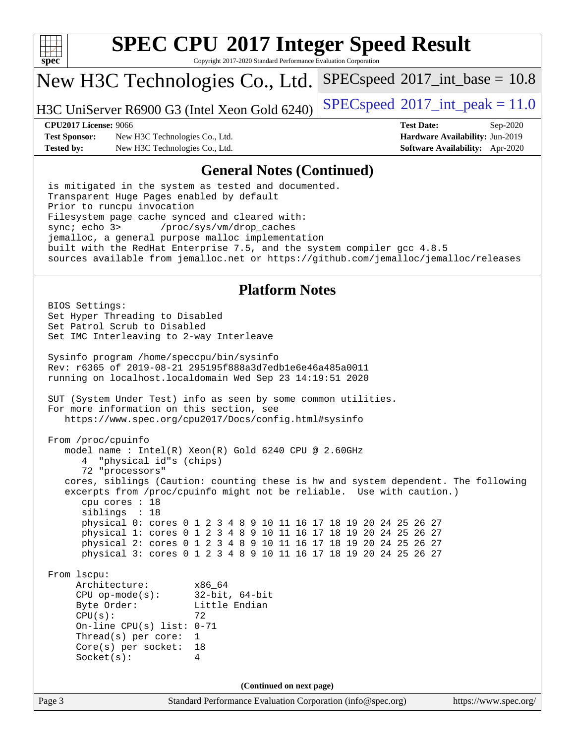## General Notes (Continued)

```
is mitigated in the system as tested and documented.
Transparent Huge Pages enabled by default
Prior to runcpu invocation
Filesystem page cache synced and cleared with:
sync; echo 3>       /proc/sys/vm/drop_caches
jemalloc, a general purpose malloc implementation
built with the RedHat Enterprise 7.5, and the system compiler gcc 4.8.5
sources available from jemalloc.net or https://github.com/jemalloc/jemalloc/releases
```

## Platform Notes

```
BIOS Settings:
Set Hyper Threading to Disabled
Set Patrol Scrub to Disabled
Set IMC Interleaving to 2-way Interleave

Sysinfo program /home/speccpu/bin/sysinfo
Rev: r6365 of 2019-08-21 295195f888a3d7edb1e6e46a485a0011
running on localhost.localdomain Wed Sep 23 14:19:51 2020

SUT (System Under Test) info as seen by some common utilities.
For more information on this section, see
   https://www.spec.org/cpu2017/Docs/config.html#sysinfo

From /proc/cpuinfo
   model name : Intel(R) Xeon(R) Gold 6240 CPU @ 2.60GHz
      4  "physical id"s (chips)
      72 "processors"
   cores, siblings (Caution: counting these is hw and system dependent. The following
   excerpts from /proc/cpuinfo might not be reliable.  Use with caution.)
      cpu cores : 18
      siblings  : 18
      physical 0: cores 0 1 2 3 4 8 9 10 11 16 17 18 19 20 24 25 26 27
      physical 1: cores 0 1 2 3 4 8 9 10 11 16 17 18 19 20 24 25 26 27
      physical 2: cores 0 1 2 3 4 8 9 10 11 16 17 18 19 20 24 25 26 27
      physical 3: cores 0 1 2 3 4 8 9 10 11 16 17 18 19 20 24 25 26 27

From lscpu:
     Architecture:         x86_64
     CPU op-mode(s):       32-bit, 64-bit
     Byte Order:           Little Endian
     CPU(s):               72
     On-line CPU(s) list:  0-71
     Thread(s) per core:   1
     Core(s) per socket:   18
     Socket(s):            4
```

(Continued on next page)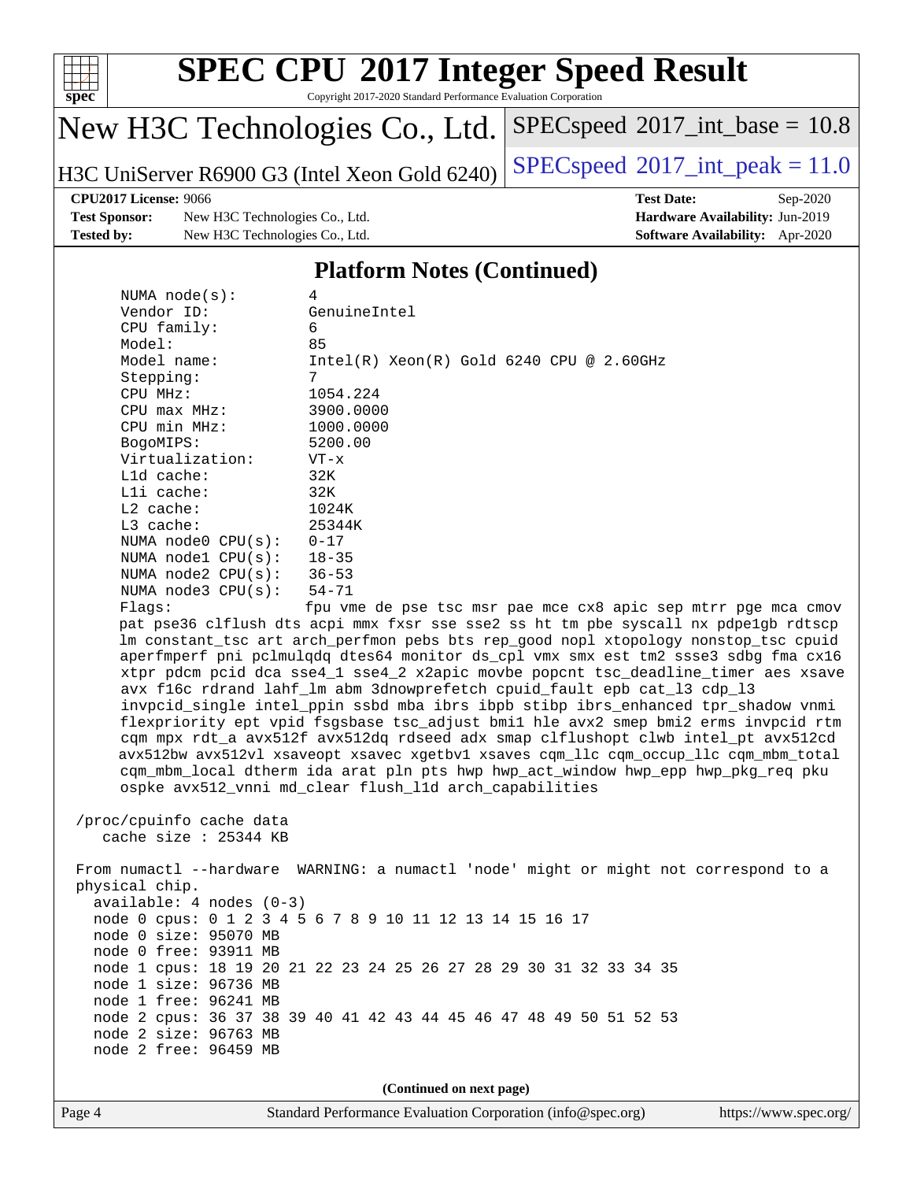## Platform Notes (Continued)

```
      NUMA node(s):          4
      Vendor ID:             GenuineIntel
      CPU family:            6
      Model:                 85
      Model name:            Intel(R) Xeon(R) Gold 6240 CPU @ 2.60GHz
      Stepping:              7
      CPU MHz:               1054.224
      CPU max MHz:           3900.0000
      CPU min MHz:           1000.0000
      BogoMIPS:              5200.00
      Virtualization:        VT-x
      L1d cache:             32K
      L1i cache:             32K
      L2 cache:              1024K
      L3 cache:              25344K
      NUMA node0 CPU(s):     0-17
      NUMA node1 CPU(s):     18-35
      NUMA node2 CPU(s):     36-53
      NUMA node3 CPU(s):     54-71
      Flags:                 fpu vme de pse tsc msr pae mce cx8 apic sep mtrr pge mca cmov
      pat pse36 clflush dts acpi mmx fxsr sse sse2 ss ht tm pbe syscall nx pdpe1gb rdtscp
      lm constant_tsc art arch_perfmon pebs bts rep_good nopl xtopology nonstop_tsc cpuid
      aperfmperf pni pclmulqdq dtes64 monitor ds_cpl vmx smx est tm2 ssse3 sdbg fma cx16
      xtpr pdcm pcid dca sse4_1 sse4_2 x2apic movbe popcnt tsc_deadline_timer aes xsave
      avx f16c rdrand lahf_lm abm 3dnowprefetch cpuid_fault epb cat_l3 cdp_l3
      invpcid_single intel_ppin ssbd mba ibrs ibpb stibp ibrs_enhanced tpr_shadow vnmi
      flexpriority ept vpid fsgsbase tsc_adjust bmi1 hle avx2 smep bmi2 erms invpcid rtm
      cqm mpx rdt_a avx512f avx512dq rdseed adx smap clflushopt clwb intel_pt avx512cd
      avx512bw avx512vl xsaveopt xsavec xgetbv1 xsaves cqm_llc cqm_occup_llc cqm_mbm_total
      cqm_mbm_local dtherm ida arat pln pts hwp hwp_act_window hwp_epp hwp_pkg_req pku
      ospke avx512_vnni md_clear flush_l1d arch_capabilities

 /proc/cpuinfo cache data
    cache size : 25344 KB

 From numactl --hardware  WARNING: a numactl 'node' might or might not correspond to a
 physical chip.
   available: 4 nodes (0-3)
   node 0 cpus: 0 1 2 3 4 5 6 7 8 9 10 11 12 13 14 15 16 17
   node 0 size: 95070 MB
   node 0 free: 93911 MB
   node 1 cpus: 18 19 20 21 22 23 24 25 26 27 28 29 30 31 32 33 34 35
   node 1 size: 96736 MB
   node 1 free: 96241 MB
   node 2 cpus: 36 37 38 39 40 41 42 43 44 45 46 47 48 49 50 51 52 53
   node 2 size: 96763 MB
   node 2 free: 96459 MB
```

(Continued on next page)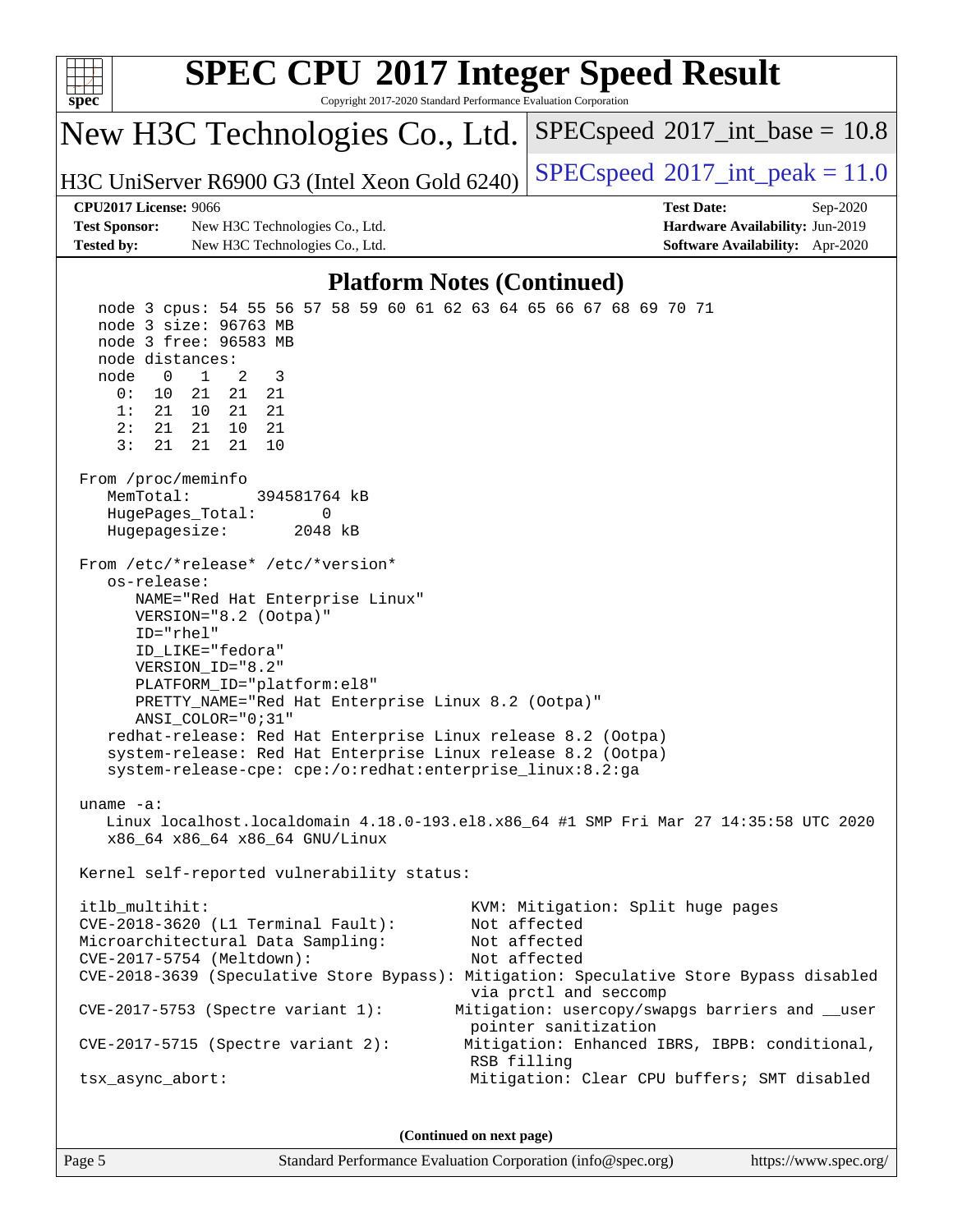## Platform Notes (Continued)

```
  node 3 cpus: 54 55 56 57 58 59 60 61 62 63 64 65 66 67 68 69 70 71
  node 3 size: 96763 MB
  node 3 free: 96583 MB
  node distances:
  node   0   1   2   3
    0:  10  21  21  21
    1:  21  10  21  21
    2:  21  21  10  21
    3:  21  21  21  10

From /proc/meminfo
   MemTotal:       394581764 kB
   HugePages_Total:       0
   Hugepagesize:       2048 kB

From /etc/*release* /etc/*version*
   os-release:
      NAME="Red Hat Enterprise Linux"
      VERSION="8.2 (Ootpa)"
      ID="rhel"
      ID_LIKE="fedora"
      VERSION_ID="8.2"
      PLATFORM_ID="platform:el8"
      PRETTY_NAME="Red Hat Enterprise Linux 8.2 (Ootpa)"
      ANSI_COLOR="0;31"
   redhat-release: Red Hat Enterprise Linux release 8.2 (Ootpa)
   system-release: Red Hat Enterprise Linux release 8.2 (Ootpa)
   system-release-cpe: cpe:/o:redhat:enterprise_linux:8.2:ga

uname -a:
   Linux localhost.localdomain 4.18.0-193.el8.x86_64 #1 SMP Fri Mar 27 14:35:58 UTC 2020
   x86_64 x86_64 x86_64 GNU/Linux

Kernel self-reported vulnerability status:

itlb_multihit:                                KVM: Mitigation: Split huge pages
CVE-2018-3620 (L1 Terminal Fault):            Not affected
Microarchitectural Data Sampling:             Not affected
CVE-2017-5754 (Meltdown):                     Not affected
CVE-2018-3639 (Speculative Store Bypass): Mitigation: Speculative Store Bypass disabled
                                              via prctl and seccomp
CVE-2017-5753 (Spectre variant 1):          Mitigation: usercopy/swapgs barriers and __user
                                              pointer sanitization
CVE-2017-5715 (Spectre variant 2):           Mitigation: Enhanced IBRS, IBPB: conditional,
                                              RSB filling
tsx_async_abort:                              Mitigation: Clear CPU buffers; SMT disabled
```

(Continued on next page)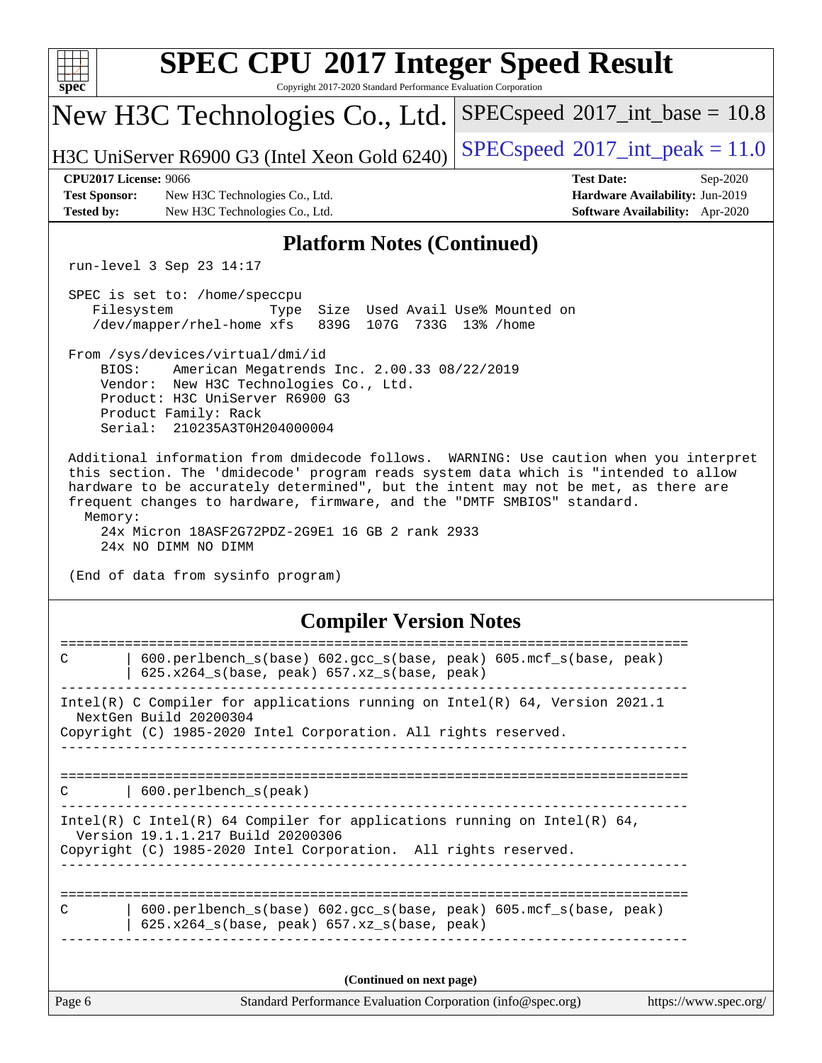# SPEC CPU 2017 Integer Speed Result

Copyright 2017-2020 Standard Performance Evaluation Corporation

## New H3C Technologies Co., Ltd.

H3C UniServer R6900 G3 (Intel Xeon Gold 6240)

SPECspeed 2017_int_base = 10.8

SPECspeed 2017_int_peak = 11.0

**CPU2017 License:** 9066
**Test Sponsor:** New H3C Technologies Co., Ltd.
**Tested by:** New H3C Technologies Co., Ltd.

**Test Date:** Sep-2020
**Hardware Availability:** Jun-2019
**Software Availability:** Apr-2020

## Platform Notes (Continued)

```
run-level 3 Sep 23 14:17

SPEC is set to: /home/speccpu
   Filesystem            Type  Size  Used Avail Use% Mounted on
   /dev/mapper/rhel-home xfs   839G  107G  733G  13% /home

From /sys/devices/virtual/dmi/id
    BIOS:    American Megatrends Inc. 2.00.33 08/22/2019
    Vendor:  New H3C Technologies Co., Ltd.
    Product: H3C UniServer R6900 G3
    Product Family: Rack
    Serial:  210235A3T0H204000004

Additional information from dmidecode follows.  WARNING: Use caution when you interpret
this section. The 'dmidecode' program reads system data which is "intended to allow
hardware to be accurately determined", but the intent may not be met, as there are
frequent changes to hardware, firmware, and the "DMTF SMBIOS" standard.
  Memory:
    24x Micron 18ASF2G72PDZ-2G9E1 16 GB 2 rank 2933
    24x NO DIMM NO DIMM

(End of data from sysinfo program)
```

## Compiler Version Notes

```
==============================================================================
C       | 600.perlbench_s(base) 602.gcc_s(base, peak) 605.mcf_s(base, peak)
        | 625.x264_s(base, peak) 657.xz_s(base, peak)
------------------------------------------------------------------------------
Intel(R) C Compiler for applications running on Intel(R) 64, Version 2021.1
  NextGen Build 20200304
Copyright (C) 1985-2020 Intel Corporation. All rights reserved.
------------------------------------------------------------------------------

==============================================================================
C       | 600.perlbench_s(peak)
------------------------------------------------------------------------------
Intel(R) C Intel(R) 64 Compiler for applications running on Intel(R) 64,
  Version 19.1.1.217 Build 20200306
Copyright (C) 1985-2020 Intel Corporation.  All rights reserved.
------------------------------------------------------------------------------

==============================================================================
C       | 600.perlbench_s(base) 602.gcc_s(base, peak) 605.mcf_s(base, peak)
        | 625.x264_s(base, peak) 657.xz_s(base, peak)
------------------------------------------------------------------------------
```

**(Continued on next page)**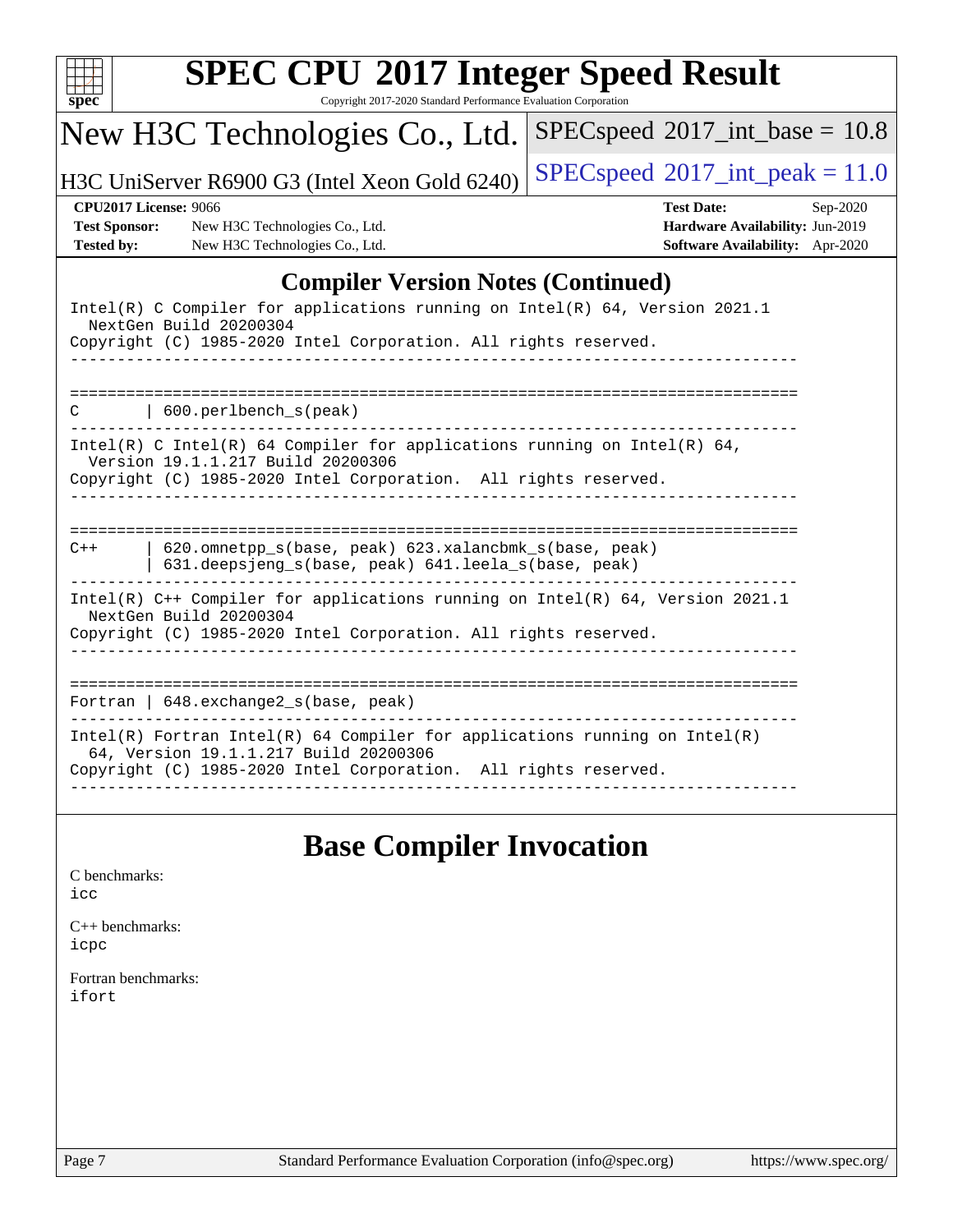## Compiler Version Notes (Continued)

```
Intel(R) C Compiler for applications running on Intel(R) 64, Version 2021.1
  NextGen Build 20200304
Copyright (C) 1985-2020 Intel Corporation. All rights reserved.
------------------------------------------------------------------------------

==============================================================================
C       | 600.perlbench_s(peak)
------------------------------------------------------------------------------
Intel(R) C Intel(R) 64 Compiler for applications running on Intel(R) 64,
  Version 19.1.1.217 Build 20200306
Copyright (C) 1985-2020 Intel Corporation.  All rights reserved.
------------------------------------------------------------------------------

==============================================================================
C++     | 620.omnetpp_s(base, peak) 623.xalancbmk_s(base, peak)
        | 631.deepsjeng_s(base, peak) 641.leela_s(base, peak)
------------------------------------------------------------------------------
Intel(R) C++ Compiler for applications running on Intel(R) 64, Version 2021.1
  NextGen Build 20200304
Copyright (C) 1985-2020 Intel Corporation. All rights reserved.
------------------------------------------------------------------------------

==============================================================================
Fortran | 648.exchange2_s(base, peak)
------------------------------------------------------------------------------
Intel(R) Fortran Intel(R) 64 Compiler for applications running on Intel(R)
  64, Version 19.1.1.217 Build 20200306
Copyright (C) 1985-2020 Intel Corporation.  All rights reserved.
------------------------------------------------------------------------------
```

## Base Compiler Invocation

C benchmarks:
icc

C++ benchmarks:
icpc

Fortran benchmarks:
ifort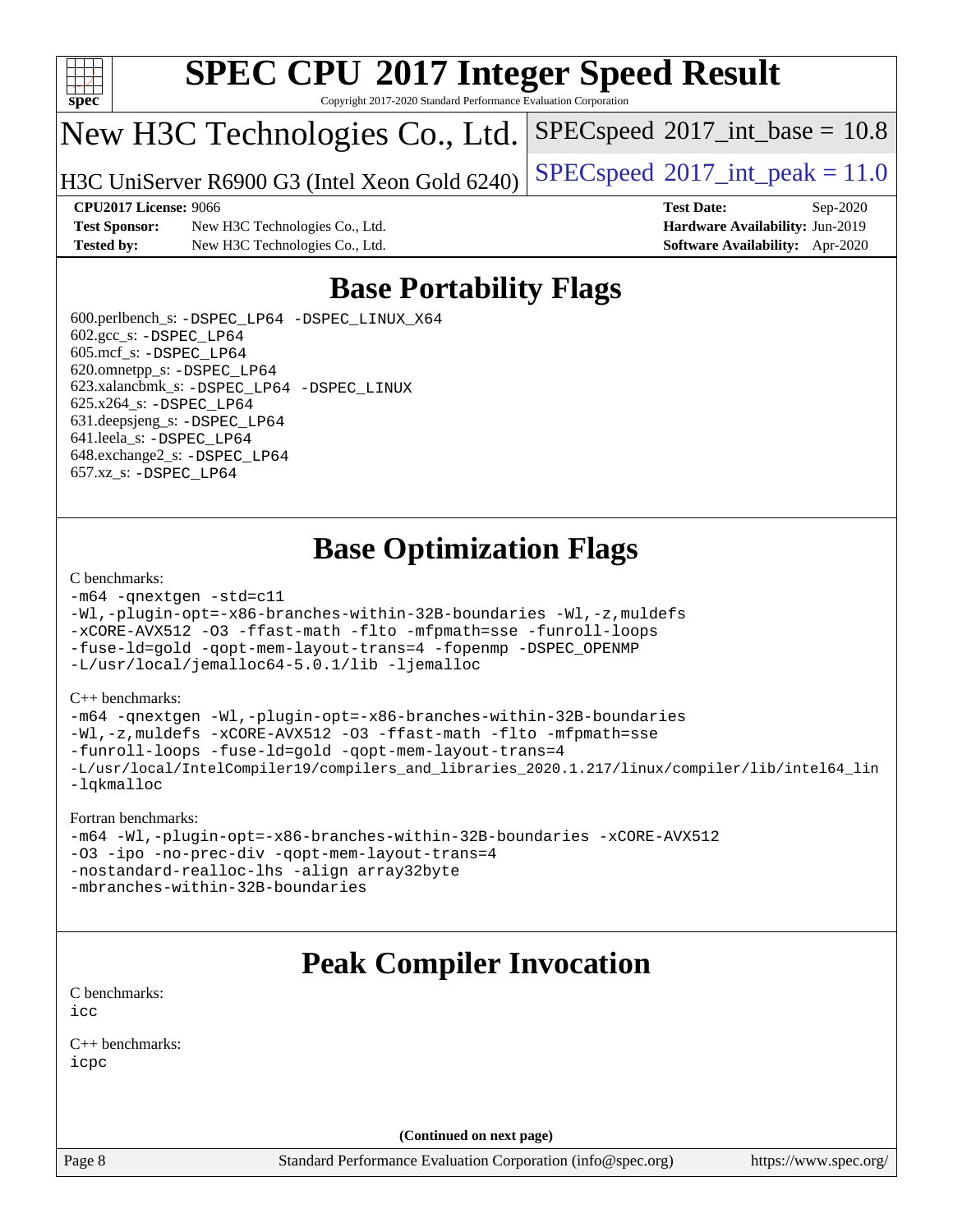# Base Portability Flags

600.perlbench_s: -DSPEC_LP64 -DSPEC_LINUX_X64
602.gcc_s: -DSPEC_LP64
605.mcf_s: -DSPEC_LP64
620.omnetpp_s: -DSPEC_LP64
623.xalancbmk_s: -DSPEC_LP64 -DSPEC_LINUX
625.x264_s: -DSPEC_LP64
631.deepsjeng_s: -DSPEC_LP64
641.leela_s: -DSPEC_LP64
648.exchange2_s: -DSPEC_LP64
657.xz_s: -DSPEC_LP64

# Base Optimization Flags

C benchmarks:

```
-m64 -qnextgen -std=c11
-Wl,-plugin-opt=-x86-branches-within-32B-boundaries -Wl,-z,muldefs
-xCORE-AVX512 -O3 -ffast-math -flto -mfpmath=sse -funroll-loops
-fuse-ld=gold -qopt-mem-layout-trans=4 -fopenmp -DSPEC_OPENMP
-L/usr/local/jemalloc64-5.0.1/lib -ljemalloc
```

C++ benchmarks:

```
-m64 -qnextgen -Wl,-plugin-opt=-x86-branches-within-32B-boundaries
-Wl,-z,muldefs -xCORE-AVX512 -O3 -ffast-math -flto -mfpmath=sse
-funroll-loops -fuse-ld=gold -qopt-mem-layout-trans=4
-L/usr/local/IntelCompiler19/compilers_and_libraries_2020.1.217/linux/compiler/lib/intel64_lin
-lqkmalloc
```

Fortran benchmarks:

```
-m64 -Wl,-plugin-opt=-x86-branches-within-32B-boundaries -xCORE-AVX512
-O3 -ipo -no-prec-div -qopt-mem-layout-trans=4
-nostandard-realloc-lhs -align array32byte
-mbranches-within-32B-boundaries
```

# Peak Compiler Invocation

C benchmarks:
icc

C++ benchmarks:
icpc

(Continued on next page)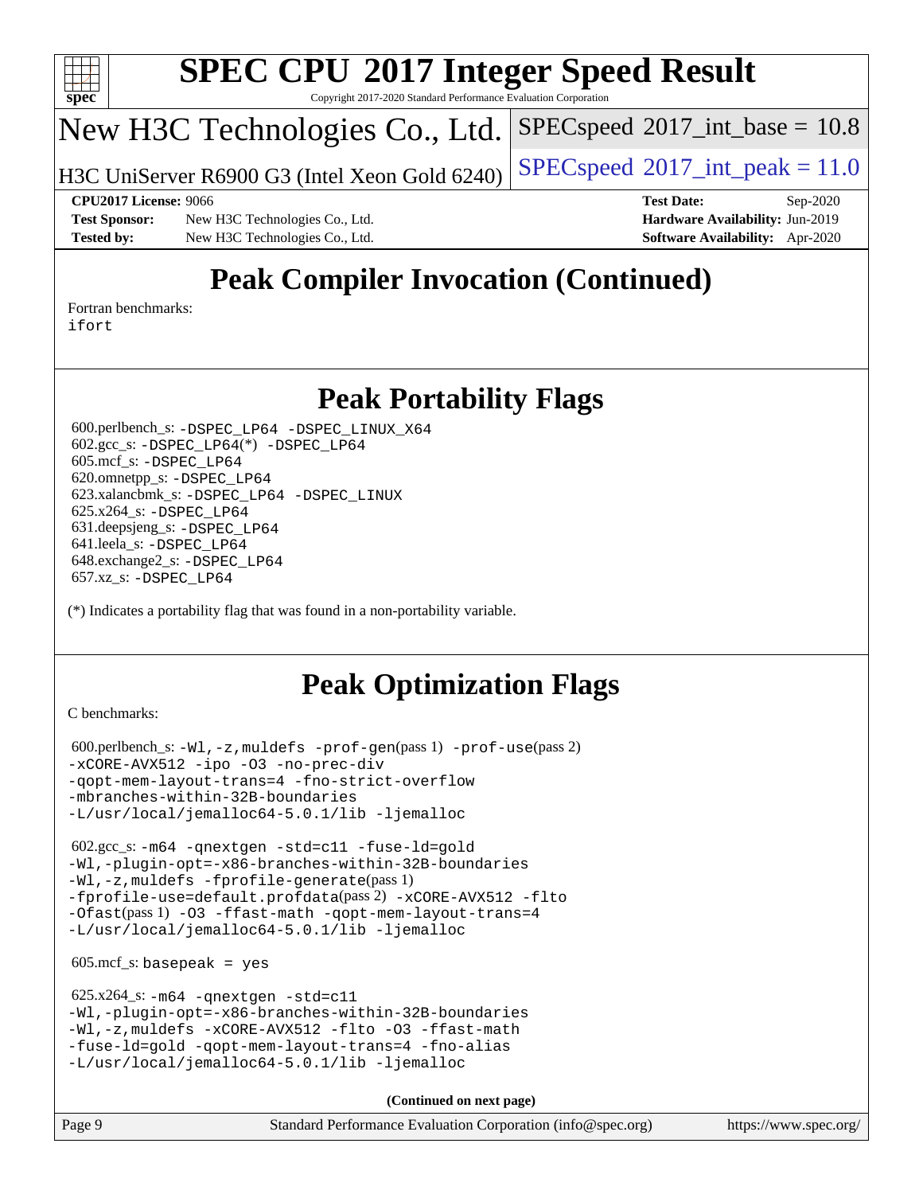# Peak Compiler Invocation (Continued)

Fortran benchmarks:
ifort

# Peak Portability Flags

600.perlbench_s: -DSPEC_LP64 -DSPEC_LINUX_X64
602.gcc_s: -DSPEC_LP64(*) -DSPEC_LP64
605.mcf_s: -DSPEC_LP64
620.omnetpp_s: -DSPEC_LP64
623.xalancbmk_s: -DSPEC_LP64 -DSPEC_LINUX
625.x264_s: -DSPEC_LP64
631.deepsjeng_s: -DSPEC_LP64
641.leela_s: -DSPEC_LP64
648.exchange2_s: -DSPEC_LP64
657.xz_s: -DSPEC_LP64

(*) Indicates a portability flag that was found in a non-portability variable.

# Peak Optimization Flags

C benchmarks:

600.perlbench_s: -Wl,-z,muldefs -prof-gen(pass 1) -prof-use(pass 2) -xCORE-AVX512 -ipo -O3 -no-prec-div -qopt-mem-layout-trans=4 -fno-strict-overflow -mbranches-within-32B-boundaries -L/usr/local/jemalloc64-5.0.1/lib -ljemalloc

602.gcc_s: -m64 -qnextgen -std=c11 -fuse-ld=gold -Wl,-plugin-opt=-x86-branches-within-32B-boundaries -Wl,-z,muldefs -fprofile-generate(pass 1) -fprofile-use=default.profdata(pass 2) -xCORE-AVX512 -flto -Ofast(pass 1) -O3 -ffast-math -qopt-mem-layout-trans=4 -L/usr/local/jemalloc64-5.0.1/lib -ljemalloc

605.mcf_s: basepeak = yes

625.x264_s: -m64 -qnextgen -std=c11 -Wl,-plugin-opt=-x86-branches-within-32B-boundaries -Wl,-z,muldefs -xCORE-AVX512 -flto -O3 -ffast-math -fuse-ld=gold -qopt-mem-layout-trans=4 -fno-alias -L/usr/local/jemalloc64-5.0.1/lib -ljemalloc

(Continued on next page)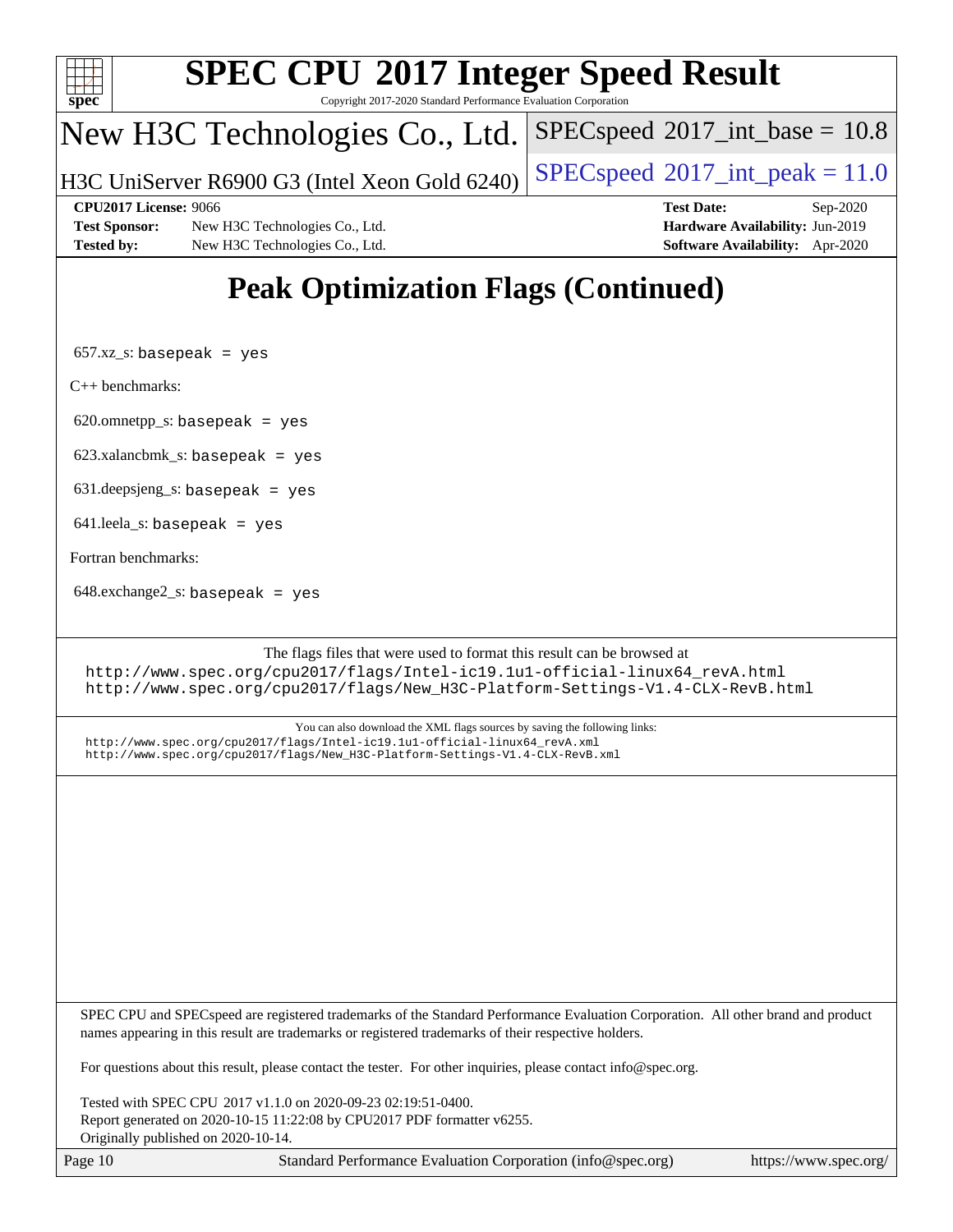# SPEC CPU 2017 Integer Speed Result

Copyright 2017-2020 Standard Performance Evaluation Corporation

New H3C Technologies Co., Ltd. | SPECspeed 2017_int_base = 10.8

H3C UniServer R6900 G3 (Intel Xeon Gold 6240) | SPECspeed 2017_int_peak = 11.0

**CPU2017 License:** 9066
**Test Sponsor:** New H3C Technologies Co., Ltd.
**Tested by:** New H3C Technologies Co., Ltd.
**Test Date:** Sep-2020
**Hardware Availability:** Jun-2019
**Software Availability:** Apr-2020

## Peak Optimization Flags (Continued)

657.xz_s: `basepeak = yes`

C++ benchmarks:

620.omnetpp_s: `basepeak = yes`

623.xalancbmk_s: `basepeak = yes`

631.deepsjeng_s: `basepeak = yes`

641.leela_s: `basepeak = yes`

Fortran benchmarks:

648.exchange2_s: `basepeak = yes`

The flags files that were used to format this result can be browsed at
http://www.spec.org/cpu2017/flags/Intel-ic19.1u1-official-linux64_revA.html
http://www.spec.org/cpu2017/flags/New_H3C-Platform-Settings-V1.4-CLX-RevB.html

You can also download the XML flags sources by saving the following links:
http://www.spec.org/cpu2017/flags/Intel-ic19.1u1-official-linux64_revA.xml
http://www.spec.org/cpu2017/flags/New_H3C-Platform-Settings-V1.4-CLX-RevB.xml

SPEC CPU and SPECspeed are registered trademarks of the Standard Performance Evaluation Corporation. All other brand and product names appearing in this result are trademarks or registered trademarks of their respective holders.

For questions about this result, please contact the tester. For other inquiries, please contact info@spec.org.

Tested with SPEC CPU 2017 v1.1.0 on 2020-09-23 02:19:51-0400.
Report generated on 2020-10-15 11:22:08 by CPU2017 PDF formatter v6255.
Originally published on 2020-10-14.